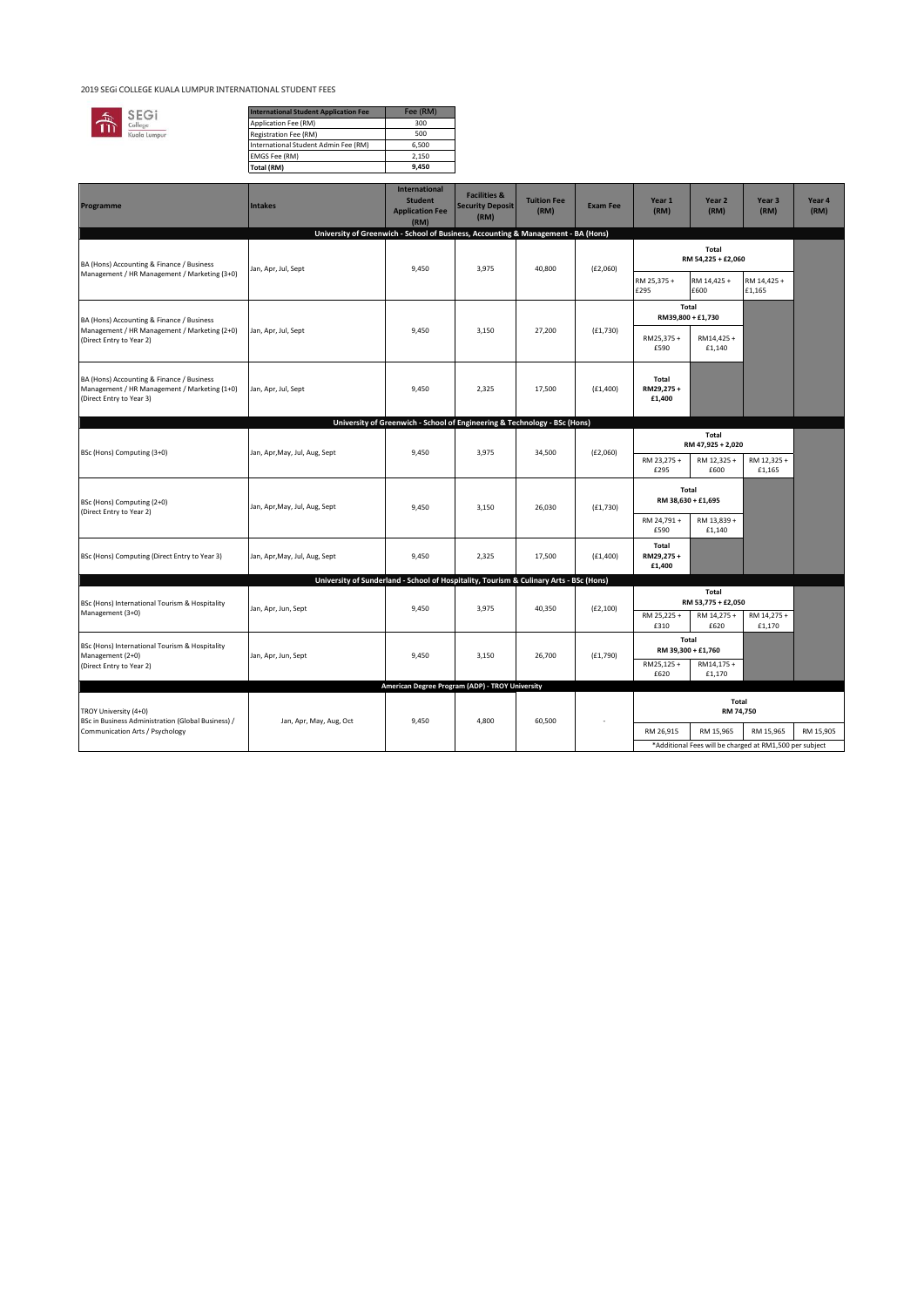2019 SEGi COLLEGE KUALA LUMPUR INTERNATIONAL STUDENT FEES

SEGi College Kuala Lumpur

| International Student Application Fee | Fee (RM) |
|---|---|
| Application Fee (RM) | 300 |
| Registration Fee (RM) | 500 |
| International Student Admin Fee (RM) | 6,500 |
| EMGS Fee (RM) | 2,150 |
| **Total (RM)** | **9,450** |

| Programme | Intakes | International Student Application Fee (RM) | Facilities & Security Deposit (RM) | Tuition Fee (RM) | Exam Fee | Year 1 (RM) | Year 2 (RM) | Year 3 (RM) | Year 4 (RM) |
|---|---|---|---|---|---|---|---|---|---|
| **University of Greenwich - School of Business, Accounting & Management - BA (Hons)** | | | | | | | | | |
| BA (Hons) Accounting & Finance / Business Management / HR Management / Marketing (3+0) | Jan, Apr, Jul, Sept | 9,450 | 3,975 | 40,800 | (£2,060) | **Total RM 54,225 + £2,060** | | | |
| | | | | | | RM 25,375 + £295 | RM 14,425 + £600 | RM 14,425 + £1,165 | |
| BA (Hons) Accounting & Finance / Business Management / HR Management / Marketing (2+0) (Direct Entry to Year 2) | Jan, Apr, Jul, Sept | 9,450 | 3,150 | 27,200 | (£1,730) | **Total RM39,800 + £1,730** | | | |
| | | | | | | RM25,375 + £590 | RM14,425 + £1,140 | | |
| BA (Hons) Accounting & Finance / Business Management / HR Management / Marketing (1+0) (Direct Entry to Year 3) | Jan, Apr, Jul, Sept | 9,450 | 2,325 | 17,500 | (£1,400) | **Total RM29,275 + £1,400** | | | |
| **University of Greenwich - School of Engineering & Technology - BSc (Hons)** | | | | | | | | | |
| BSc (Hons) Computing (3+0) | Jan, Apr,May, Jul, Aug, Sept | 9,450 | 3,975 | 34,500 | (£2,060) | **Total RM 47,925 + 2,020** | | | |
| | | | | | | RM 23,275 + £295 | RM 12,325 + £600 | RM 12,325 + £1,165 | |
| BSc (Hons) Computing (2+0) (Direct Entry to Year 2) | Jan, Apr,May, Jul, Aug, Sept | 9,450 | 3,150 | 26,030 | (£1,730) | **Total RM 38,630 + £1,695** | | | |
| | | | | | | RM 24,791 + £590 | RM 13,839 + £1,140 | | |
| BSc (Hons) Computing (Direct Entry to Year 3) | Jan, Apr,May, Jul, Aug, Sept | 9,450 | 2,325 | 17,500 | (£1,400) | **Total RM29,275 + £1,400** | | | |
| **University of Sunderland - School of Hospitality, Tourism & Culinary Arts - BSc (Hons)** | | | | | | | | | |
| BSc (Hons) International Tourism & Hospitality Management (3+0) | Jan, Apr, Jun, Sept | 9,450 | 3,975 | 40,350 | (£2,100) | **Total RM 53,775 + £2,050** | | | |
| | | | | | | RM 25,225 + £310 | RM 14,275 + £620 | RM 14,275 + £1,170 | |
| BSc (Hons) International Tourism & Hospitality Management (2+0) (Direct Entry to Year 2) | Jan, Apr, Jun, Sept | 9,450 | 3,150 | 26,700 | (£1,790) | **Total RM 39,300 + £1,760** | | | |
| | | | | | | RM25,125 + £620 | RM14,175 + £1,170 | | |
| **American Degree Program (ADP) - TROY University** | | | | | | | | | |
| TROY University (4+0) BSc in Business Administration (Global Business) / Communication Arts / Psychology | Jan, Apr, May, Aug, Oct | 9,450 | 4,800 | 60,500 | - | **Total RM 74,750** | | | |
| | | | | | | RM 26,915 | RM 15,965 | RM 15,965 | RM 15,905 |
| | | | | | | *Additional Fees will be charged at RM1,500 per subject | | | |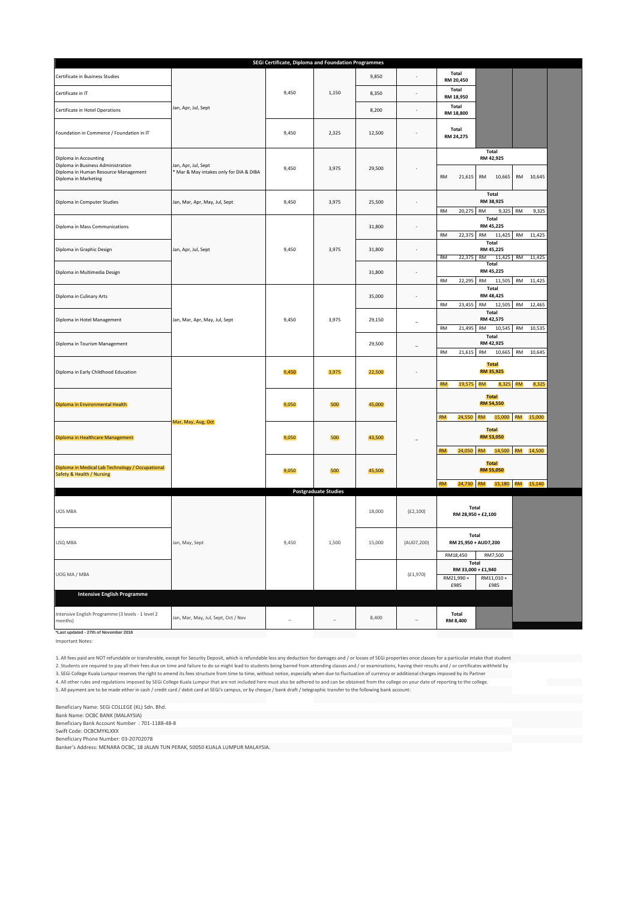| SEGi Certificate, Diploma and Foundation Programmes | | | | | | | | |
|---|---|---|---|---|---|---|---|---|
| Certificate in Business Studies | Jan, Apr, Jul, Sept | 9,450 | 1,150 | 9,850 | - | Total RM 20,450 | | |
| Certificate in IT | | | | 8,350 | - | Total RM 18,950 | | |
| Certificate in Hotel Operations | | | | 8,200 | - | Total RM 18,800 | | |
| Foundation in Commerce / Foundation in IT | | 9,450 | 2,325 | 12,500 | - | Total RM 24,275 | | |
| Diploma in Accounting<br>Diploma in Business Administration<br>Diploma in Human Resource Management<br>Diploma in Marketing | Jan, Apr, Jul, Sept<br>* Mar & May intakes only for DIA & DIBA | 9,450 | 3,975 | 29,500 | - | Total RM 42,925<br>RM 21,615 | RM 10,665 | RM 10,645 |
| Diploma in Computer Studies | Jan, Mar, Apr, May, Jul, Sept | 9,450 | 3,975 | 25,500 | - | Total RM 38,925<br>RM 20,275 | RM 9,325 | RM 9,325 |
| Diploma in Mass Communications | Jan, Apr, Jul, Sept | 9,450 | 3,975 | 31,800 | - | Total RM 45,225<br>RM 22,375 | RM 11,425 | RM 11,425 |
| Diploma in Graphic Design | | | | 31,800 | - | Total RM 45,225<br>RM 22,375 | RM 11,425 | RM 11,425 |
| Diploma in Multimedia Design | | | | 31,800 | - | Total RM 45,225<br>RM 22,295 | RM 11,505 | RM 11,425 |
| Diploma in Culinary Arts | Jan, Mar, Apr, May, Jul, Sept | 9,450 | 3,975 | 35,000 | - | Total RM 48,425<br>RM 23,455 | RM 12,505 | RM 12,465 |
| Diploma in Hotel Management | | | | 29,150 | – | Total RM 42,575<br>RM 21,495 | RM 10,545 | RM 10,535 |
| Diploma in Tourism Management | | | | 29,500 | – | Total RM 42,925<br>RM 21,615 | RM 10,665 | RM 10,645 |
| Diploma in Early Childhood Education | Mar, May, Aug, Oct | 9,450 | 3,975 | 22,500 | - | Total RM 35,925<br>RM 19,575 | RM 8,325 | RM 8,325 |
| Diploma in Environmental Health | | 9,050 | 500 | 45,000 | – | Total RM 54,550<br>RM 24,550 | RM 15,000 | RM 15,000 |
| Diploma in Healthcare Management | | 9,050 | 500 | 43,500 | | Total RM 53,050<br>RM 24,050 | RM 14,500 | RM 14,500 |
| Diploma in Medical Lab Technology / Occupational Safety & Health / Nursing | | 9,050 | 500 | 45,500 | | Total RM 55,050<br>RM 24,730 | RM 15,180 | RM 15,140 |
| **Postgraduate Studies** | | | | | | | | |
| UOS MBA | Jan, May, Sept | 9,450 | 1,500 | 18,000 | (£2,100) | Total RM 28,950 + £2,100 | | |
| USQ MBA | | | | 15,000 | (AUD7,200) | Total RM 25,950 + AUD7,200<br>RM18,450 | RM7,500 | |
| UOG MA / MBA | | | | | (£1,970) | Total RM 33,000 + £1,940<br>RM21,990 + £985 | RM11,010 + £985 | |
| **Intensive English Programme** | | | | | | | | |
| Intensive English Programme (3 levels - 1 level 2 months) | Jan, Mar, May, Jul, Sept, Oct / Nov | – | – | 8,400 | – | Total RM 8,400 | | |

***Last updated - 27th of November 2018**

Important Notes:

1. All fees paid are NOT refundable or transferable, except for Security Deposit, which is refundable less any deduction for damages and / or losses of SEGi properties once classes for a particular intake that student
2. Students are required to pay all their fees due on time and failure to do so might lead to students being barred from attending classes and / or examinations, having their results and / or certificates withheld by
3. SEGi College Kuala Lumpur reserves the right to amend its fees structure from time to time, without notice, especially when due to fluctuation of currency or additional charges imposed by its Partner
4. All other rules and regulations imposed by SEGi College Kuala Lumpur that are not included here must also be adhered to and can be obtained from the college on your date of reporting to the college.
5. All payment are to be made either in cash / credit card / debit card at SEGi's campus, or by cheque / bank draft / telegraphic transfer to the following bank account:

Beneficiary Name: SEGi COLLEGE (KL) Sdn. Bhd.
Bank Name: OCBC BANK (MALAYSIA)
Beneficiary Bank Account Number : 701-1188-48-8
Swift Code: OCBCMYKLXXX
Beneficiary Phone Number: 03-20702078
Banker's Address: MENARA OCBC, 18 JALAN TUN PERAK, 50050 KUALA LUMPUR MALAYSIA.